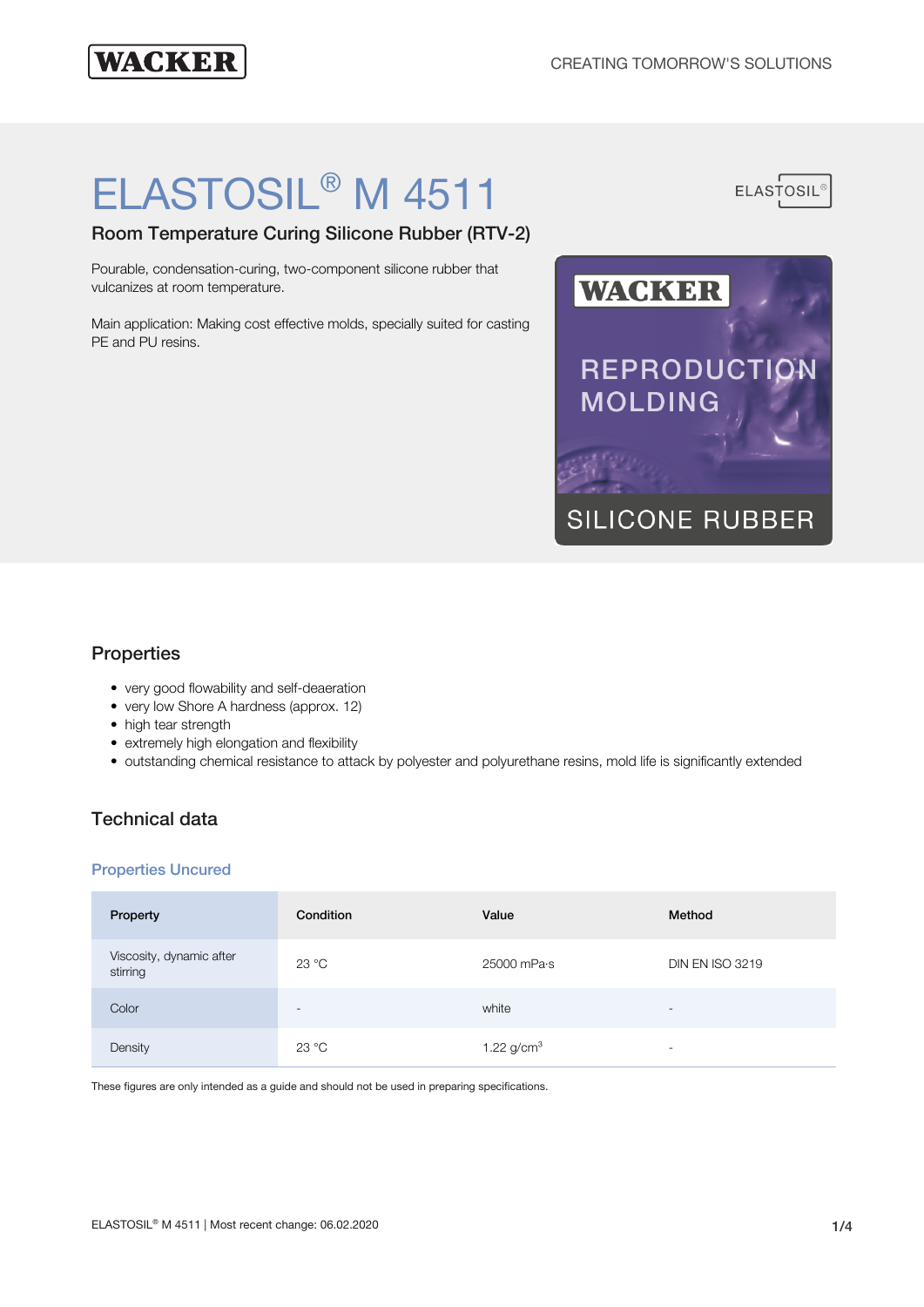# ELASTOSIL® M 4511

## Room Temperature Curing Silicone Rubber (RTV-2)

Pourable, condensation-curing, two-component silicone rubber that vulcanizes at room temperature.

Main application: Making cost effective molds, specially suited for casting PE and PU resins.

## Properties

- very good flowability and self-deaeration
- very low Shore A hardness (approx. 12)
- high tear strength
- extremely high elongation and flexibility
- outstanding chemical resistance to attack by polyester and polyurethane resins, mold life is significantly extended

## Technical data

### Properties Uncured

| Property | Condition | Value | Method |
|---|---|---|---|
| Viscosity, dynamic after stirring | 23 °C | 25000 mPa·s | DIN EN ISO 3219 |
| Color | - | white | - |
| Density | 23 °C | 1.22 g/cm³ | - |

These figures are only intended as a guide and should not be used in preparing specifications.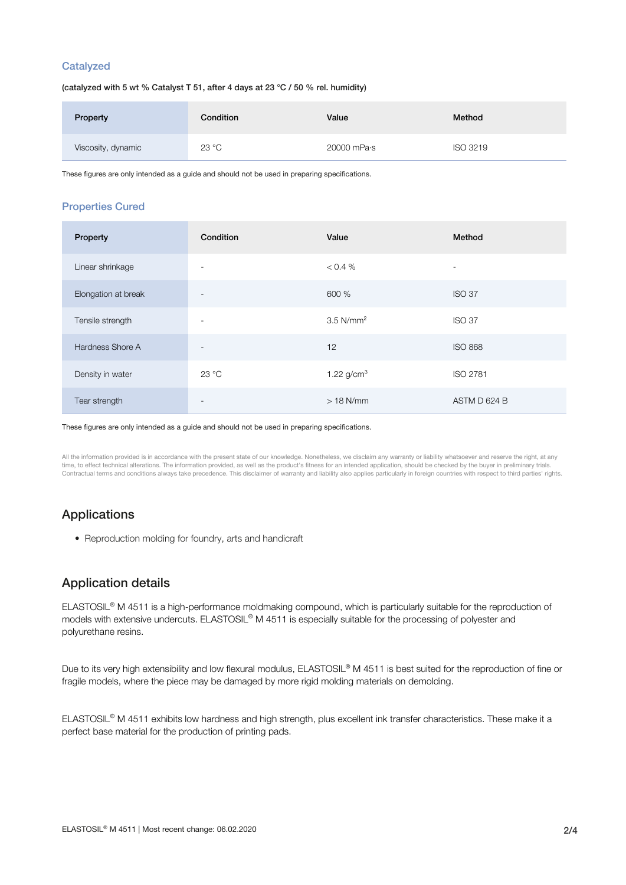### Catalyzed

**(catalyzed with 5 wt % Catalyst T 51, after 4 days at 23 °C / 50 % rel. humidity)**

| Property | Condition | Value | Method |
| --- | --- | --- | --- |
| Viscosity, dynamic | 23 °C | 20000 mPa·s | ISO 3219 |

These figures are only intended as a guide and should not be used in preparing specifications.

### Properties Cured

| Property | Condition | Value | Method |
| --- | --- | --- | --- |
| Linear shrinkage | - | < 0.4 % | - |
| Elongation at break | - | 600 % | ISO 37 |
| Tensile strength | - | 3.5 N/mm$^2$ | ISO 37 |
| Hardness Shore A | - | 12 | ISO 868 |
| Density in water | 23 °C | 1.22 g/cm$^3$ | ISO 2781 |
| Tear strength | - | > 18 N/mm | ASTM D 624 B |

These figures are only intended as a guide and should not be used in preparing specifications.

All the information provided is in accordance with the present state of our knowledge. Nonetheless, we disclaim any warranty or liability whatsoever and reserve the right, at any time, to effect technical alterations. The information provided, as well as the product's fitness for an intended application, should be checked by the buyer in preliminary trials. Contractual terms and conditions always take precedence. This disclaimer of warranty and liability also applies particularly in foreign countries with respect to third parties' rights.

## Applications

- Reproduction molding for foundry, arts and handicraft

## Application details

ELASTOSIL® M 4511 is a high-performance moldmaking compound, which is particularly suitable for the reproduction of models with extensive undercuts. ELASTOSIL® M 4511 is especially suitable for the processing of polyester and polyurethane resins.

Due to its very high extensibility and low flexural modulus, ELASTOSIL® M 4511 is best suited for the reproduction of fine or fragile models, where the piece may be damaged by more rigid molding materials on demolding.

ELASTOSIL® M 4511 exhibits low hardness and high strength, plus excellent ink transfer characteristics. These make it a perfect base material for the production of printing pads.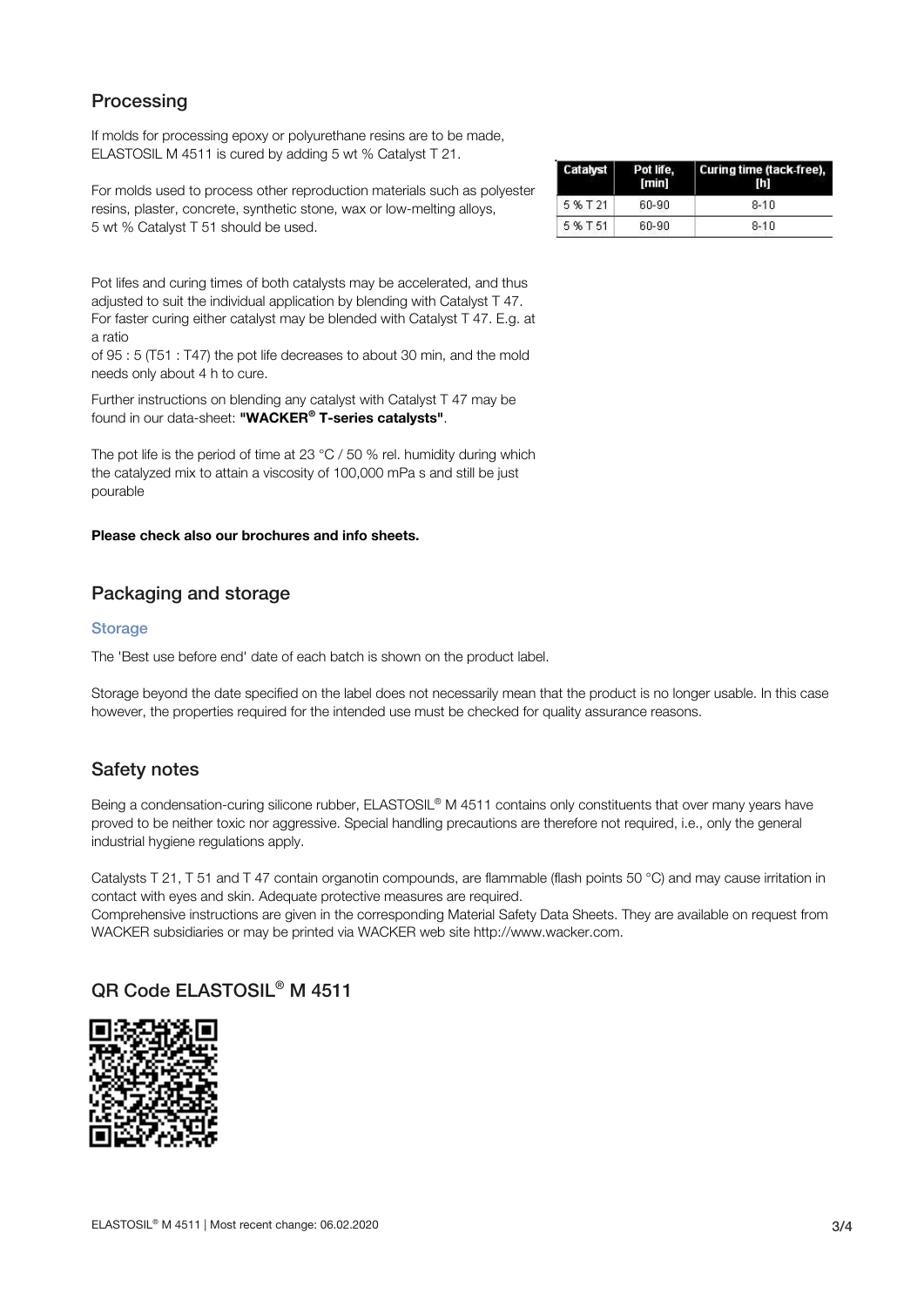## Processing

If molds for processing epoxy or polyurethane resins are to be made, ELASTOSIL M 4511 is cured by adding 5 wt % Catalyst T 21.

For molds used to process other reproduction materials such as polyester resins, plaster, concrete, synthetic stone, wax or low-melting alloys, 5 wt % Catalyst T 51 should be used.

| Catalyst | Pot life, [min] | Curing time (tack-free), [h] |
|---|---|---|
| 5 % T 21 | 60-90 | 8-10 |
| 5 % T 51 | 60-90 | 8-10 |

Pot lifes and curing times of both catalysts may be accelerated, and thus adjusted to suit the individual application by blending with Catalyst T 47. For faster curing either catalyst may be blended with Catalyst T 47. E.g. at a ratio
of 95 : 5 (T51 : T47) the pot life decreases to about 30 min, and the mold needs only about 4 h to cure.

Further instructions on blending any catalyst with Catalyst T 47 may be found in our data-sheet: **"WACKER® T-series catalysts"**.

The pot life is the period of time at 23 °C / 50 % rel. humidity during which the catalyzed mix to attain a viscosity of 100,000 mPa s and still be just pourable

**Please check also our brochures and info sheets.**

## Packaging and storage

### Storage

The 'Best use before end' date of each batch is shown on the product label.

Storage beyond the date specified on the label does not necessarily mean that the product is no longer usable. In this case however, the properties required for the intended use must be checked for quality assurance reasons.

## Safety notes

Being a condensation-curing silicone rubber, ELASTOSIL® M 4511 contains only constituents that over many years have proved to be neither toxic nor aggressive. Special handling precautions are therefore not required, i.e., only the general industrial hygiene regulations apply.

Catalysts T 21, T 51 and T 47 contain organotin compounds, are flammable (flash points 50 °C) and may cause irritation in contact with eyes and skin. Adequate protective measures are required.
Comprehensive instructions are given in the corresponding Material Safety Data Sheets. They are available on request from WACKER subsidiaries or may be printed via WACKER web site http://www.wacker.com.

## QR Code ELASTOSIL® M 4511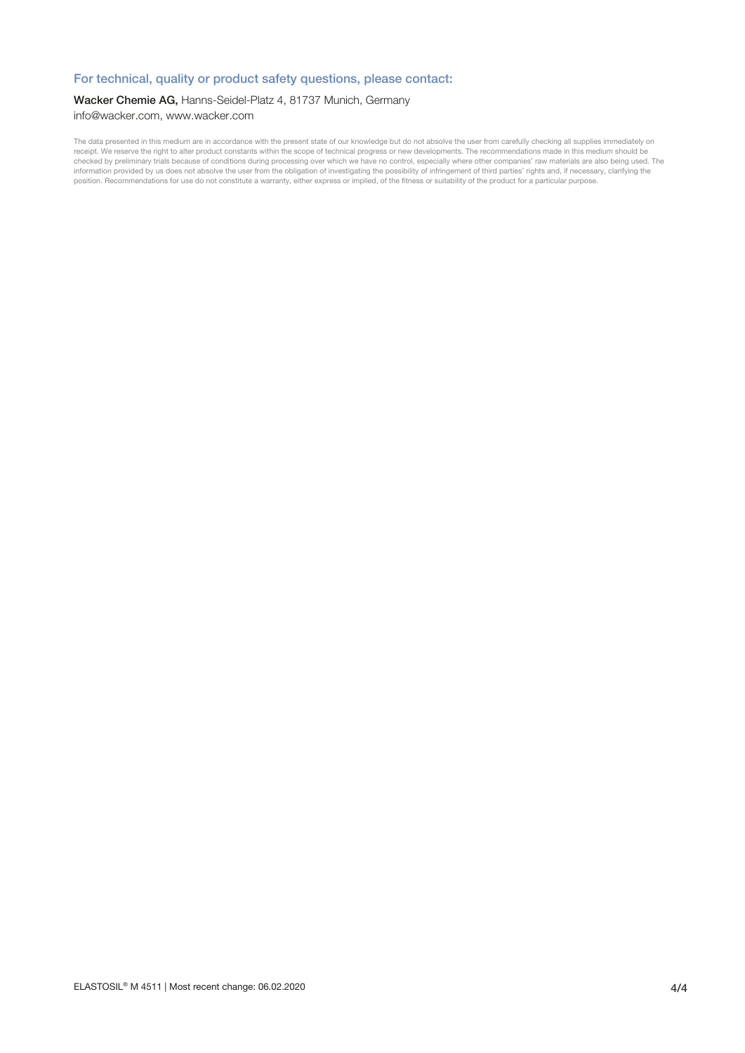### For technical, quality or product safety questions, please contact:

**Wacker Chemie AG,** Hanns-Seidel-Platz 4, 81737 Munich, Germany
info@wacker.com, www.wacker.com

The data presented in this medium are in accordance with the present state of our knowledge but do not absolve the user from carefully checking all supplies immediately on receipt. We reserve the right to alter product constants within the scope of technical progress or new developments. The recommendations made in this medium should be checked by preliminary trials because of conditions during processing over which we have no control, especially where other companies' raw materials are also being used. The information provided by us does not absolve the user from the obligation of investigating the possibility of infringement of third parties' rights and, if necessary, clarifying the position. Recommendations for use do not constitute a warranty, either express or implied, of the fitness or suitability of the product for a particular purpose.